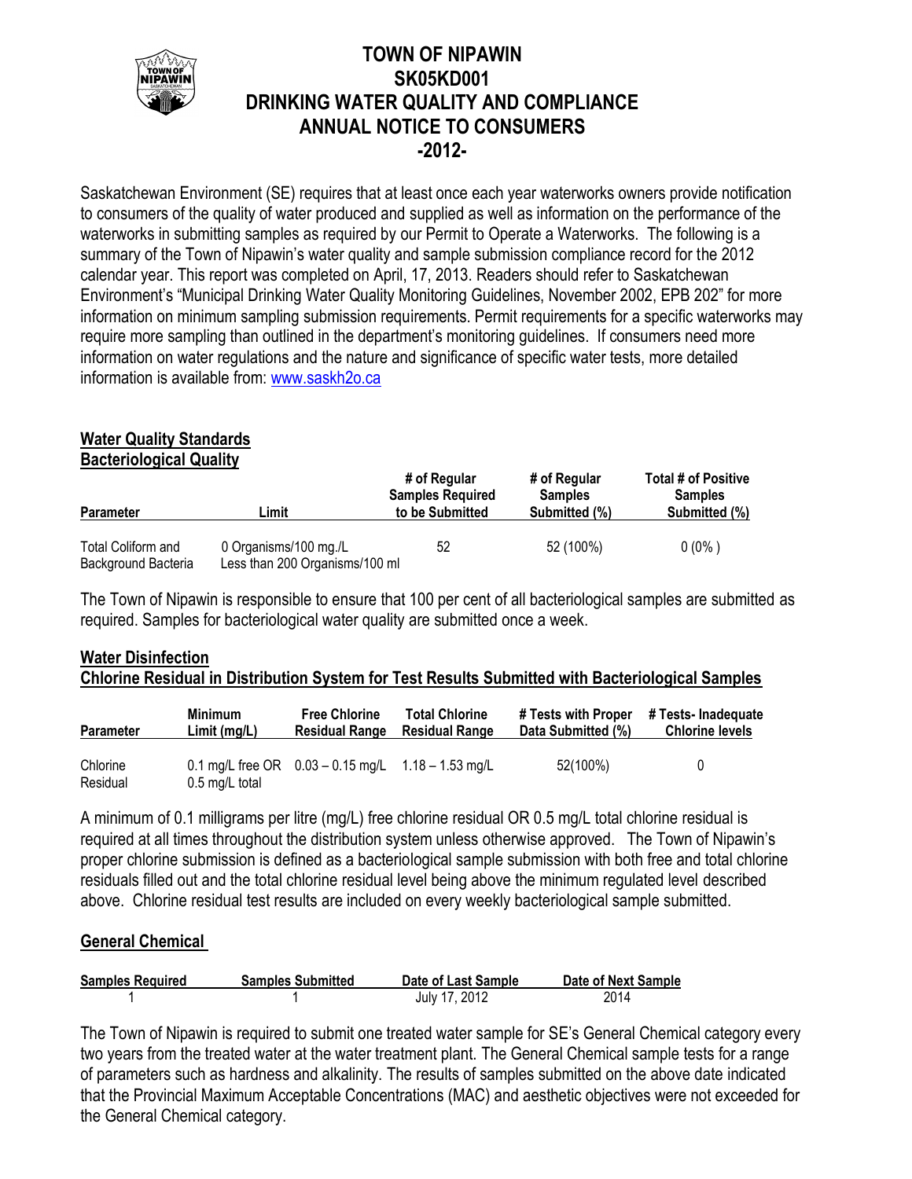# TOWN OF NIPAWIN
# SK05KD001
# DRINKING WATER QUALITY AND COMPLIANCE
# ANNUAL NOTICE TO CONSUMERS
# -2012-

Saskatchewan Environment (SE) requires that at least once each year waterworks owners provide notification to consumers of the quality of water produced and supplied as well as information on the performance of the waterworks in submitting samples as required by our Permit to Operate a Waterworks. The following is a summary of the Town of Nipawin's water quality and sample submission compliance record for the 2012 calendar year. This report was completed on April, 17, 2013. Readers should refer to Saskatchewan Environment's "Municipal Drinking Water Quality Monitoring Guidelines, November 2002, EPB 202" for more information on minimum sampling submission requirements. Permit requirements for a specific waterworks may require more sampling than outlined in the department's monitoring guidelines. If consumers need more information on water regulations and the nature and significance of specific water tests, more detailed information is available from: www.saskh2o.ca

## Water Quality Standards

### Bacteriological Quality

| Parameter | Limit | # of Regular Samples Required to be Submitted | # of Regular Samples Submitted (%) | Total # of Positive Samples Submitted (%) |
|---|---|---|---|---|
| Total Coliform and Background Bacteria | 0 Organisms/100 mg./L<br>Less than 200 Organisms/100 ml | 52 | 52 (100%) | 0 (0% ) |

The Town of Nipawin is responsible to ensure that 100 per cent of all bacteriological samples are submitted as required. Samples for bacteriological water quality are submitted once a week.

## Water Disinfection

### Chlorine Residual in Distribution System for Test Results Submitted with Bacteriological Samples

| Parameter | Minimum Limit (mg/L) | Free Chlorine Residual Range | Total Chlorine Residual Range | # Tests with Proper Data Submitted (%) | # Tests- Inadequate Chlorine levels |
|---|---|---|---|---|---|
| Chlorine Residual | 0.1 mg/L free OR 0.5 mg/L total | 0.03 – 0.15 mg/L | 1.18 – 1.53 mg/L | 52(100%) | 0 |

A minimum of 0.1 milligrams per litre (mg/L) free chlorine residual OR 0.5 mg/L total chlorine residual is required at all times throughout the distribution system unless otherwise approved. The Town of Nipawin's proper chlorine submission is defined as a bacteriological sample submission with both free and total chlorine residuals filled out and the total chlorine residual level being above the minimum regulated level described above. Chlorine residual test results are included on every weekly bacteriological sample submitted.

## General Chemical

| Samples Required | Samples Submitted | Date of Last Sample | Date of Next Sample |
|---|---|---|---|
| 1 | 1 | July 17, 2012 | 2014 |

The Town of Nipawin is required to submit one treated water sample for SE's General Chemical category every two years from the treated water at the water treatment plant. The General Chemical sample tests for a range of parameters such as hardness and alkalinity. The results of samples submitted on the above date indicated that the Provincial Maximum Acceptable Concentrations (MAC) and aesthetic objectives were not exceeded for the General Chemical category.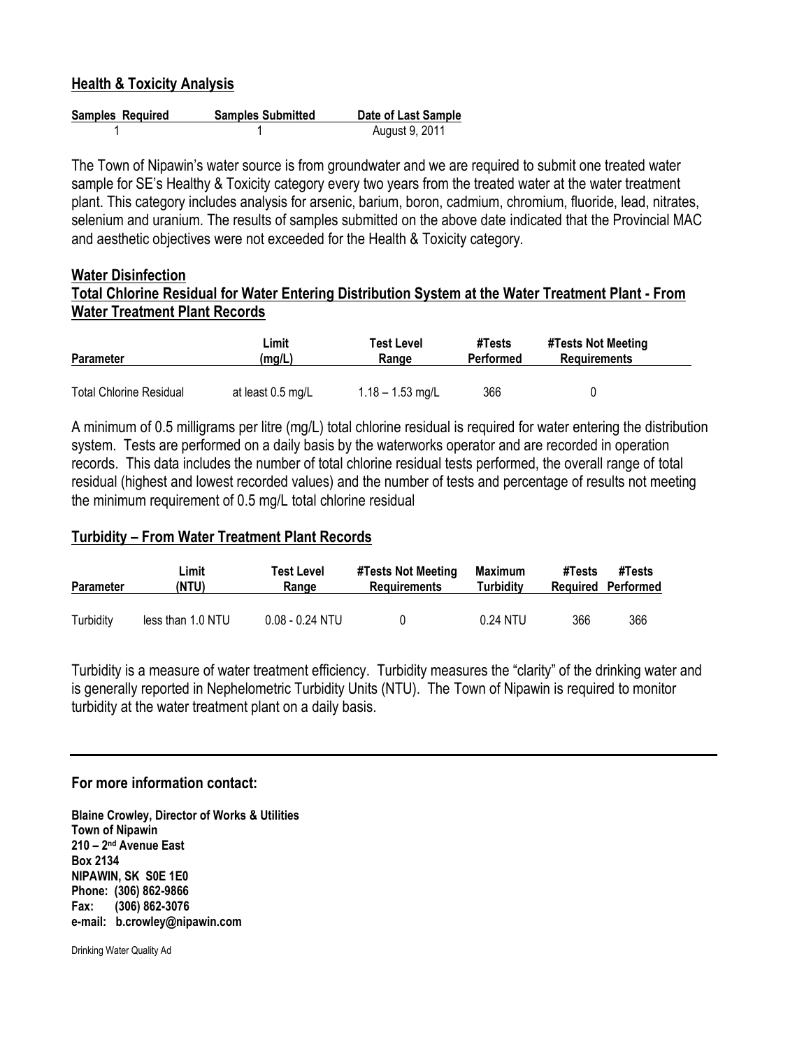## Health & Toxicity Analysis

| Samples Required | Samples Submitted | Date of Last Sample |
|---|---|---|
| 1 | 1 | August 9, 2011 |

The Town of Nipawin's water source is from groundwater and we are required to submit one treated water sample for SE's Healthy & Toxicity category every two years from the treated water at the water treatment plant. This category includes analysis for arsenic, barium, boron, cadmium, chromium, fluoride, lead, nitrates, selenium and uranium. The results of samples submitted on the above date indicated that the Provincial MAC and aesthetic objectives were not exceeded for the Health & Toxicity category.

## Water Disinfection

### Total Chlorine Residual for Water Entering Distribution System at the Water Treatment Plant - From Water Treatment Plant Records

| Parameter | Limit (mg/L) | Test Level Range | #Tests Performed | #Tests Not Meeting Requirements |
|---|---|---|---|---|
| Total Chlorine Residual | at least 0.5 mg/L | 1.18 – 1.53 mg/L | 366 | 0 |

A minimum of 0.5 milligrams per litre (mg/L) total chlorine residual is required for water entering the distribution system. Tests are performed on a daily basis by the waterworks operator and are recorded in operation records. This data includes the number of total chlorine residual tests performed, the overall range of total residual (highest and lowest recorded values) and the number of tests and percentage of results not meeting the minimum requirement of 0.5 mg/L total chlorine residual

## Turbidity – From Water Treatment Plant Records

| Parameter | Limit (NTU) | Test Level Range | #Tests Not Meeting Requirements | Maximum Turbidity | #Tests Required | #Tests Performed |
|---|---|---|---|---|---|---|
| Turbidity | less than 1.0 NTU | 0.08 - 0.24 NTU | 0 | 0.24 NTU | 366 | 366 |

Turbidity is a measure of water treatment efficiency. Turbidity measures the "clarity" of the drinking water and is generally reported in Nephelometric Turbidity Units (NTU). The Town of Nipawin is required to monitor turbidity at the water treatment plant on a daily basis.

---

### For more information contact:

**Blaine Crowley, Director of Works & Utilities**
**Town of Nipawin**
**210 – 2nd Avenue East**
**Box 2134**
**NIPAWIN, SK S0E 1E0**
**Phone: (306) 862-9866**
**Fax: (306) 862-3076**
**e-mail: b.crowley@nipawin.com**

Drinking Water Quality Ad